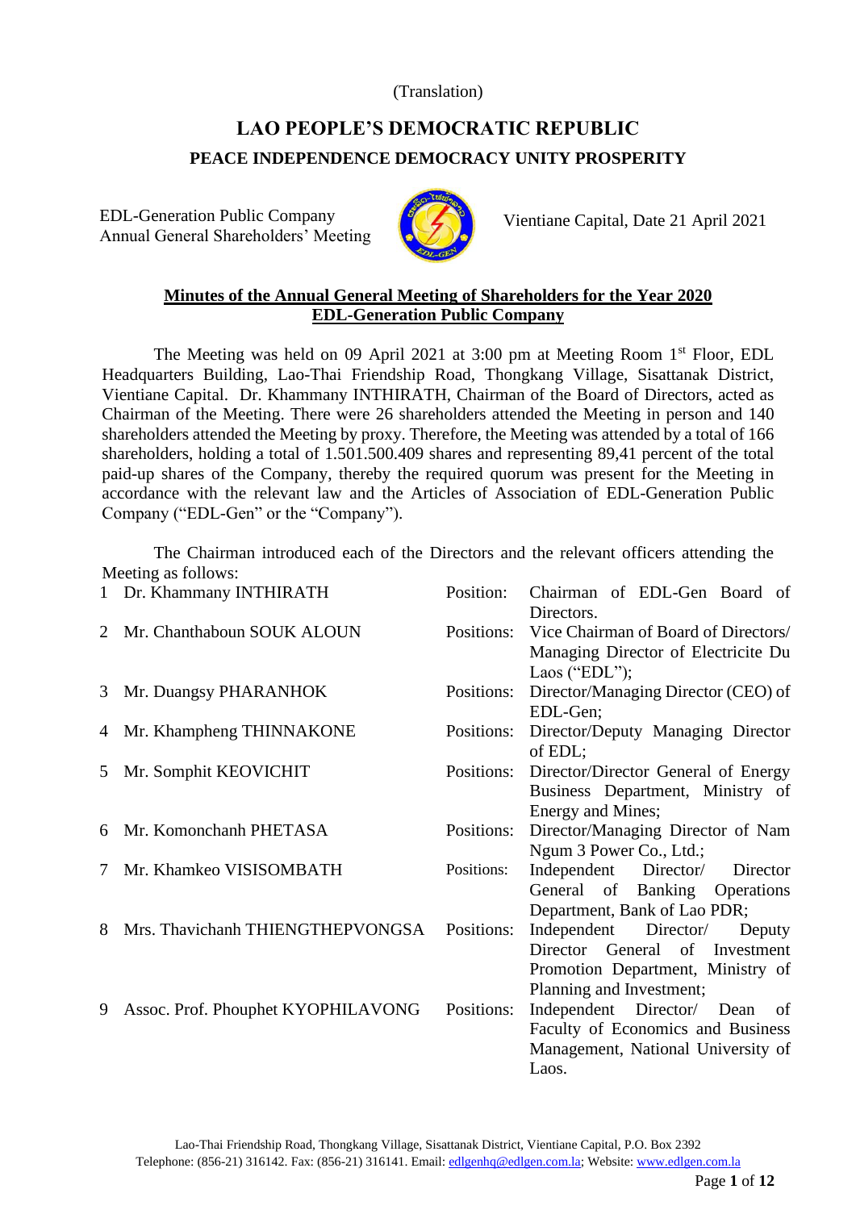(Translation)

# LAO PEOPLE'S DEMOCRATIC REPUBLIC

**PEACE INDEPENDENCE DEMOCRACY UNITY PROSPERITY**

EDL-Generation Public Company
Annual General Shareholders' Meeting

Vientiane Capital, Date 21 April 2021

## Minutes of the Annual General Meeting of Shareholders for the Year 2020 EDL-Generation Public Company

The Meeting was held on 09 April 2021 at 3:00 pm at Meeting Room 1st Floor, EDL Headquarters Building, Lao-Thai Friendship Road, Thongkang Village, Sisattanak District, Vientiane Capital. Dr. Khammany INTHIRATH, Chairman of the Board of Directors, acted as Chairman of the Meeting. There were 26 shareholders attended the Meeting in person and 140 shareholders attended the Meeting by proxy. Therefore, the Meeting was attended by a total of 166 shareholders, holding a total of 1.501.500.409 shares and representing 89,41 percent of the total paid-up shares of the Company, thereby the required quorum was present for the Meeting in accordance with the relevant law and the Articles of Association of EDL-Generation Public Company ("EDL-Gen" or the "Company").

The Chairman introduced each of the Directors and the relevant officers attending the Meeting as follows:

| | Name | | Position |
|---|---|---|---|
| 1 | Dr. Khammany INTHIRATH | Position: | Chairman of EDL-Gen Board of Directors. |
| 2 | Mr. Chanthaboun SOUK ALOUN | Positions: | Vice Chairman of Board of Directors/ Managing Director of Electricite Du Laos ("EDL"); |
| 3 | Mr. Duangsy PHARANHOK | Positions: | Director/Managing Director (CEO) of EDL-Gen; |
| 4 | Mr. Khampheng THINNAKONE | Positions: | Director/Deputy Managing Director of EDL; |
| 5 | Mr. Somphit KEOVICHIT | Positions: | Director/Director General of Energy Business Department, Ministry of Energy and Mines; |
| 6 | Mr. Komonchanh PHETASA | Positions: | Director/Managing Director of Nam Ngum 3 Power Co., Ltd.; |
| 7 | Mr. Khamkeo VISISOMBATH | Positions: | Independent Director/ Director General of Banking Operations Department, Bank of Lao PDR; |
| 8 | Mrs. Thavichanh THIENGTHEPVONGSA | Positions: | Independent Director/ Deputy Director General of Investment Promotion Department, Ministry of Planning and Investment; |
| 9 | Assoc. Prof. Phouphet KYOPHILAVONG | Positions: | Independent Director/ Dean of Faculty of Economics and Business Management, National University of Laos. |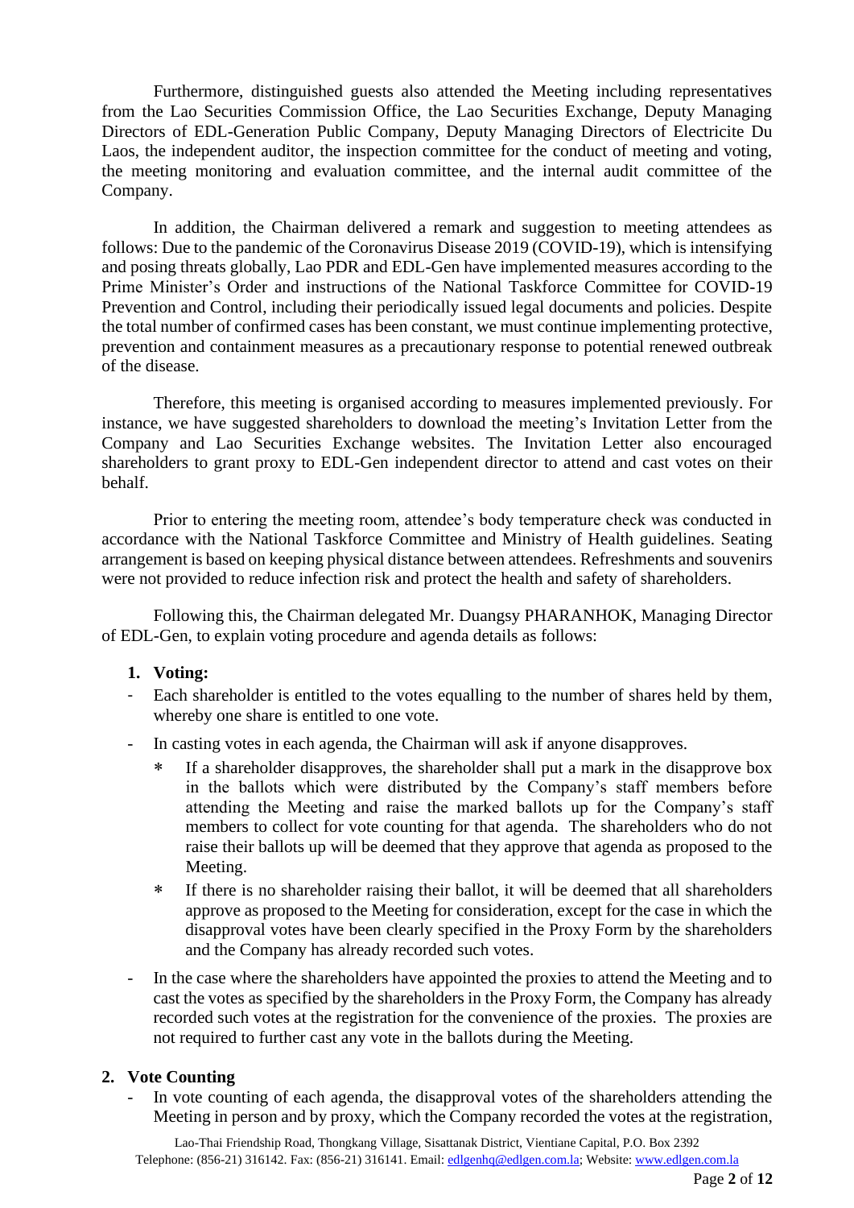Furthermore, distinguished guests also attended the Meeting including representatives from the Lao Securities Commission Office, the Lao Securities Exchange, Deputy Managing Directors of EDL-Generation Public Company, Deputy Managing Directors of Electricite Du Laos, the independent auditor, the inspection committee for the conduct of meeting and voting, the meeting monitoring and evaluation committee, and the internal audit committee of the Company.

In addition, the Chairman delivered a remark and suggestion to meeting attendees as follows: Due to the pandemic of the Coronavirus Disease 2019 (COVID-19), which is intensifying and posing threats globally, Lao PDR and EDL-Gen have implemented measures according to the Prime Minister's Order and instructions of the National Taskforce Committee for COVID-19 Prevention and Control, including their periodically issued legal documents and policies. Despite the total number of confirmed cases has been constant, we must continue implementing protective, prevention and containment measures as a precautionary response to potential renewed outbreak of the disease.

Therefore, this meeting is organised according to measures implemented previously. For instance, we have suggested shareholders to download the meeting's Invitation Letter from the Company and Lao Securities Exchange websites. The Invitation Letter also encouraged shareholders to grant proxy to EDL-Gen independent director to attend and cast votes on their behalf.

Prior to entering the meeting room, attendee's body temperature check was conducted in accordance with the National Taskforce Committee and Ministry of Health guidelines. Seating arrangement is based on keeping physical distance between attendees. Refreshments and souvenirs were not provided to reduce infection risk and protect the health and safety of shareholders.

Following this, the Chairman delegated Mr. Duangsy PHARANHOK, Managing Director of EDL-Gen, to explain voting procedure and agenda details as follows:

**1. Voting:**

- Each shareholder is entitled to the votes equalling to the number of shares held by them, whereby one share is entitled to one vote.
- In casting votes in each agenda, the Chairman will ask if anyone disapproves.
  - If a shareholder disapproves, the shareholder shall put a mark in the disapprove box in the ballots which were distributed by the Company's staff members before attending the Meeting and raise the marked ballots up for the Company's staff members to collect for vote counting for that agenda. The shareholders who do not raise their ballots up will be deemed that they approve that agenda as proposed to the Meeting.
  - If there is no shareholder raising their ballot, it will be deemed that all shareholders approve as proposed to the Meeting for consideration, except for the case in which the disapproval votes have been clearly specified in the Proxy Form by the shareholders and the Company has already recorded such votes.
- In the case where the shareholders have appointed the proxies to attend the Meeting and to cast the votes as specified by the shareholders in the Proxy Form, the Company has already recorded such votes at the registration for the convenience of the proxies. The proxies are not required to further cast any vote in the ballots during the Meeting.

**2. Vote Counting**

- In vote counting of each agenda, the disapproval votes of the shareholders attending the Meeting in person and by proxy, which the Company recorded the votes at the registration,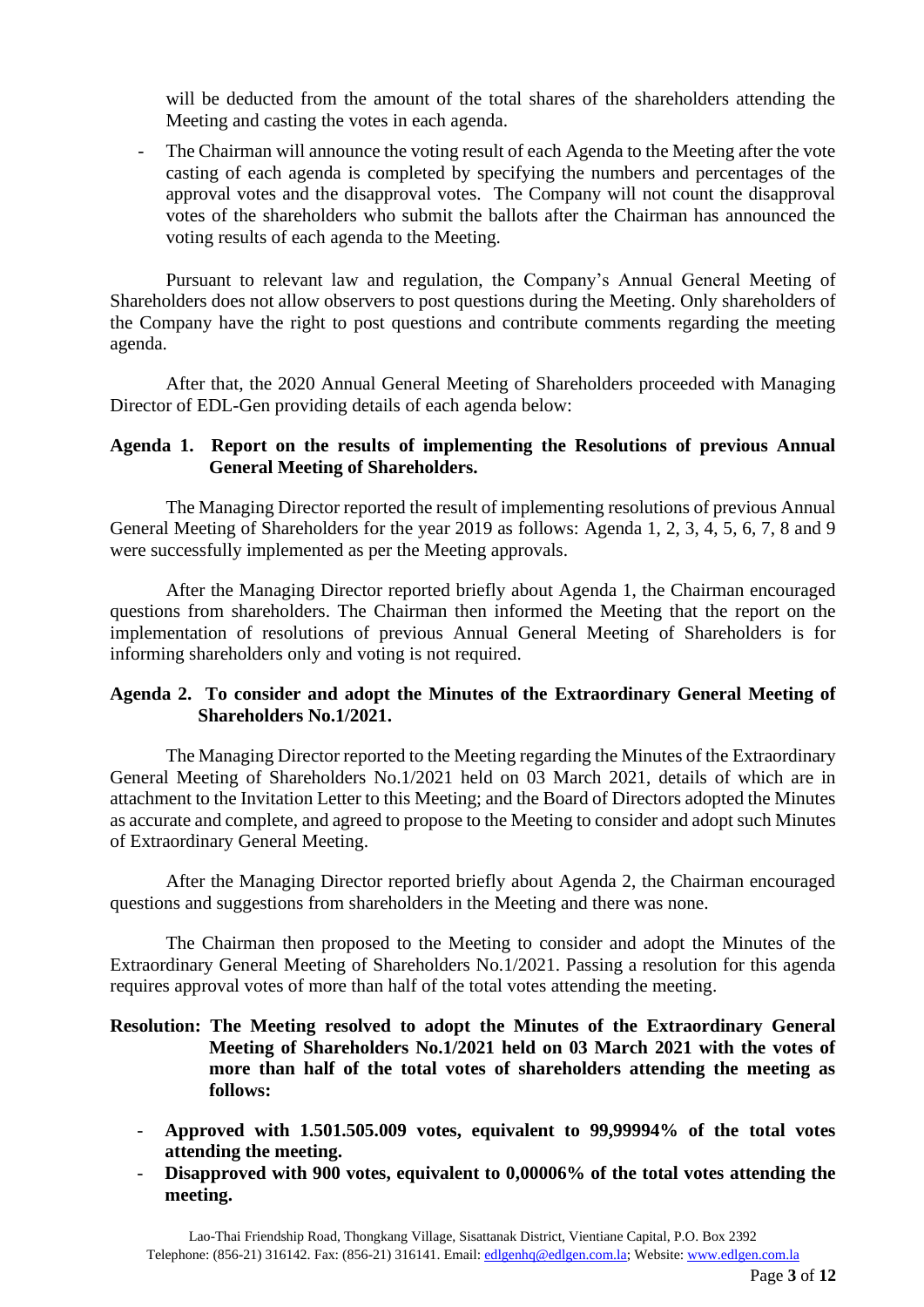will be deducted from the amount of the total shares of the shareholders attending the Meeting and casting the votes in each agenda.

- The Chairman will announce the voting result of each Agenda to the Meeting after the vote casting of each agenda is completed by specifying the numbers and percentages of the approval votes and the disapproval votes. The Company will not count the disapproval votes of the shareholders who submit the ballots after the Chairman has announced the voting results of each agenda to the Meeting.

Pursuant to relevant law and regulation, the Company's Annual General Meeting of Shareholders does not allow observers to post questions during the Meeting. Only shareholders of the Company have the right to post questions and contribute comments regarding the meeting agenda.

After that, the 2020 Annual General Meeting of Shareholders proceeded with Managing Director of EDL-Gen providing details of each agenda below:

**Agenda 1. Report on the results of implementing the Resolutions of previous Annual General Meeting of Shareholders.**

The Managing Director reported the result of implementing resolutions of previous Annual General Meeting of Shareholders for the year 2019 as follows: Agenda 1, 2, 3, 4, 5, 6, 7, 8 and 9 were successfully implemented as per the Meeting approvals.

After the Managing Director reported briefly about Agenda 1, the Chairman encouraged questions from shareholders. The Chairman then informed the Meeting that the report on the implementation of resolutions of previous Annual General Meeting of Shareholders is for informing shareholders only and voting is not required.

**Agenda 2. To consider and adopt the Minutes of the Extraordinary General Meeting of Shareholders No.1/2021.**

The Managing Director reported to the Meeting regarding the Minutes of the Extraordinary General Meeting of Shareholders No.1/2021 held on 03 March 2021, details of which are in attachment to the Invitation Letter to this Meeting; and the Board of Directors adopted the Minutes as accurate and complete, and agreed to propose to the Meeting to consider and adopt such Minutes of Extraordinary General Meeting.

After the Managing Director reported briefly about Agenda 2, the Chairman encouraged questions and suggestions from shareholders in the Meeting and there was none.

The Chairman then proposed to the Meeting to consider and adopt the Minutes of the Extraordinary General Meeting of Shareholders No.1/2021. Passing a resolution for this agenda requires approval votes of more than half of the total votes attending the meeting.

**Resolution: The Meeting resolved to adopt the Minutes of the Extraordinary General Meeting of Shareholders No.1/2021 held on 03 March 2021 with the votes of more than half of the total votes of shareholders attending the meeting as follows:**

- **Approved with 1.501.505.009 votes, equivalent to 99,99994% of the total votes attending the meeting.**
- **Disapproved with 900 votes, equivalent to 0,00006% of the total votes attending the meeting.**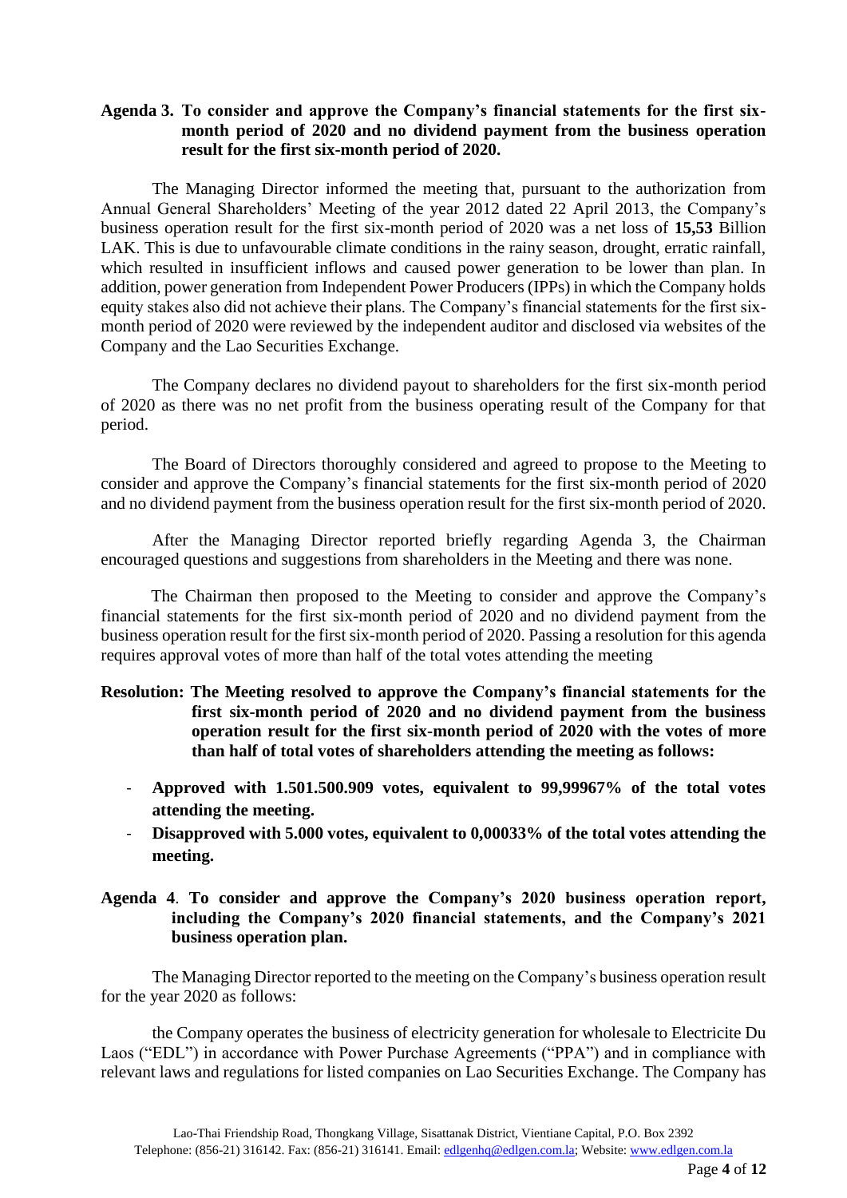**Agenda 3. To consider and approve the Company's financial statements for the first six-month period of 2020 and no dividend payment from the business operation result for the first six-month period of 2020.**

The Managing Director informed the meeting that, pursuant to the authorization from Annual General Shareholders' Meeting of the year 2012 dated 22 April 2013, the Company's business operation result for the first six-month period of 2020 was a net loss of **15,53** Billion LAK. This is due to unfavourable climate conditions in the rainy season, drought, erratic rainfall, which resulted in insufficient inflows and caused power generation to be lower than plan. In addition, power generation from Independent Power Producers (IPPs) in which the Company holds equity stakes also did not achieve their plans. The Company's financial statements for the first six-month period of 2020 were reviewed by the independent auditor and disclosed via websites of the Company and the Lao Securities Exchange.

The Company declares no dividend payout to shareholders for the first six-month period of 2020 as there was no net profit from the business operating result of the Company for that period.

The Board of Directors thoroughly considered and agreed to propose to the Meeting to consider and approve the Company's financial statements for the first six-month period of 2020 and no dividend payment from the business operation result for the first six-month period of 2020.

After the Managing Director reported briefly regarding Agenda 3, the Chairman encouraged questions and suggestions from shareholders in the Meeting and there was none.

The Chairman then proposed to the Meeting to consider and approve the Company's financial statements for the first six-month period of 2020 and no dividend payment from the business operation result for the first six-month period of 2020. Passing a resolution for this agenda requires approval votes of more than half of the total votes attending the meeting

**Resolution: The Meeting resolved to approve the Company's financial statements for the first six-month period of 2020 and no dividend payment from the business operation result for the first six-month period of 2020 with the votes of more than half of total votes of shareholders attending the meeting as follows:**

- **Approved with 1.501.500.909 votes, equivalent to 99,99967% of the total votes attending the meeting.**
- **Disapproved with 5.000 votes, equivalent to 0,00033% of the total votes attending the meeting.**

**Agenda 4. To consider and approve the Company's 2020 business operation report, including the Company's 2020 financial statements, and the Company's 2021 business operation plan.**

The Managing Director reported to the meeting on the Company's business operation result for the year 2020 as follows:

the Company operates the business of electricity generation for wholesale to Electricite Du Laos ("EDL") in accordance with Power Purchase Agreements ("PPA") and in compliance with relevant laws and regulations for listed companies on Lao Securities Exchange. The Company has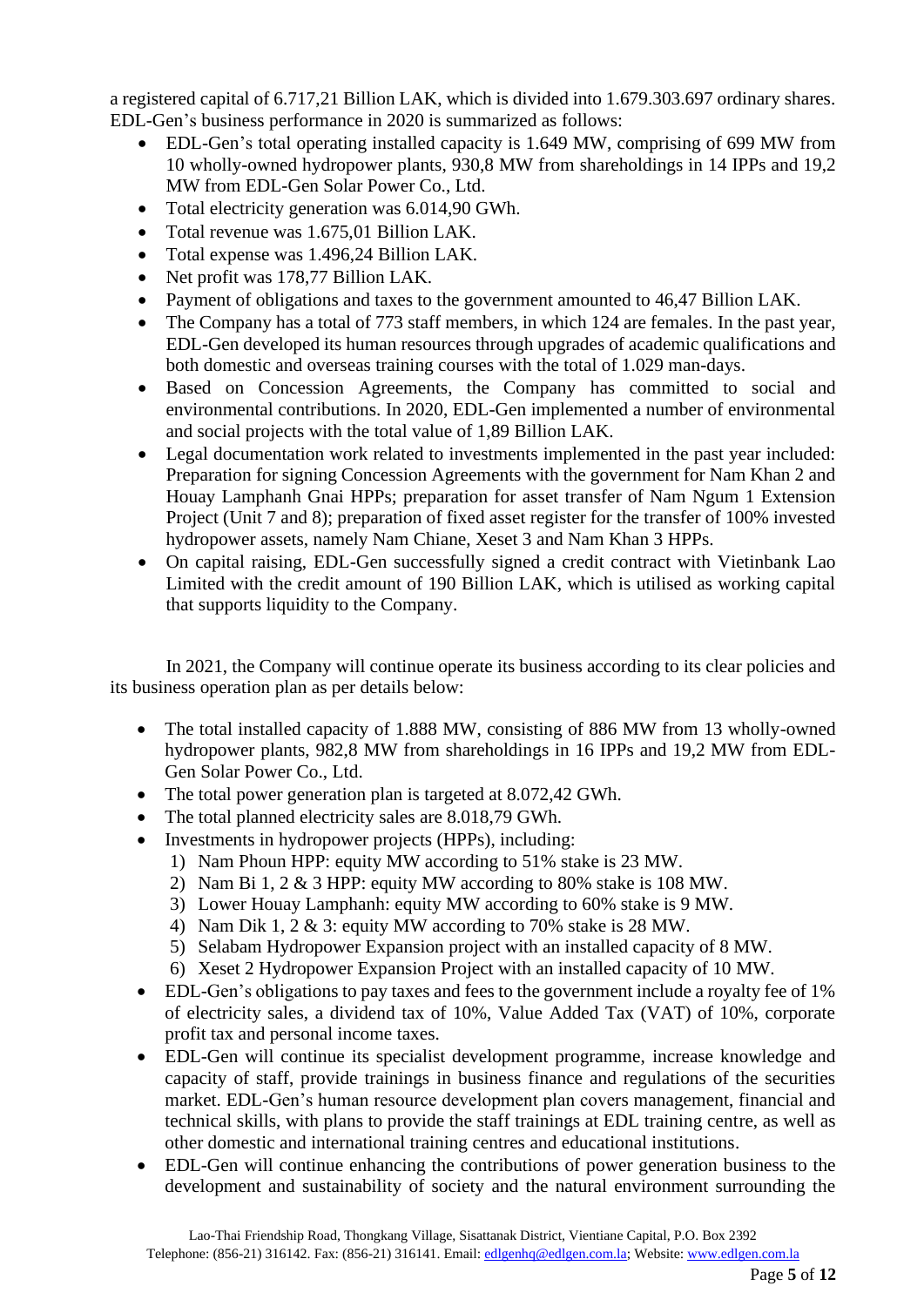a registered capital of 6.717,21 Billion LAK, which is divided into 1.679.303.697 ordinary shares. EDL-Gen's business performance in 2020 is summarized as follows:

- EDL-Gen's total operating installed capacity is 1.649 MW, comprising of 699 MW from 10 wholly-owned hydropower plants, 930,8 MW from shareholdings in 14 IPPs and 19,2 MW from EDL-Gen Solar Power Co., Ltd.
- Total electricity generation was 6.014,90 GWh.
- Total revenue was 1.675,01 Billion LAK.
- Total expense was 1.496,24 Billion LAK.
- Net profit was 178,77 Billion LAK.
- Payment of obligations and taxes to the government amounted to 46,47 Billion LAK.
- The Company has a total of 773 staff members, in which 124 are females. In the past year, EDL-Gen developed its human resources through upgrades of academic qualifications and both domestic and overseas training courses with the total of 1.029 man-days.
- Based on Concession Agreements, the Company has committed to social and environmental contributions. In 2020, EDL-Gen implemented a number of environmental and social projects with the total value of 1,89 Billion LAK.
- Legal documentation work related to investments implemented in the past year included: Preparation for signing Concession Agreements with the government for Nam Khan 2 and Houay Lamphanh Gnai HPPs; preparation for asset transfer of Nam Ngum 1 Extension Project (Unit 7 and 8); preparation of fixed asset register for the transfer of 100% invested hydropower assets, namely Nam Chiane, Xeset 3 and Nam Khan 3 HPPs.
- On capital raising, EDL-Gen successfully signed a credit contract with Vietinbank Lao Limited with the credit amount of 190 Billion LAK, which is utilised as working capital that supports liquidity to the Company.

In 2021, the Company will continue operate its business according to its clear policies and its business operation plan as per details below:

- The total installed capacity of 1.888 MW, consisting of 886 MW from 13 wholly-owned hydropower plants, 982,8 MW from shareholdings in 16 IPPs and 19,2 MW from EDL-Gen Solar Power Co., Ltd.
- The total power generation plan is targeted at 8.072,42 GWh.
- The total planned electricity sales are 8.018,79 GWh.
- Investments in hydropower projects (HPPs), including:
  1) Nam Phoun HPP: equity MW according to 51% stake is 23 MW.
  2) Nam Bi 1, 2 & 3 HPP: equity MW according to 80% stake is 108 MW.
  3) Lower Houay Lamphanh: equity MW according to 60% stake is 9 MW.
  4) Nam Dik 1, 2 & 3: equity MW according to 70% stake is 28 MW.
  5) Selabam Hydropower Expansion project with an installed capacity of 8 MW.
  6) Xeset 2 Hydropower Expansion Project with an installed capacity of 10 MW.
- EDL-Gen's obligations to pay taxes and fees to the government include a royalty fee of 1% of electricity sales, a dividend tax of 10%, Value Added Tax (VAT) of 10%, corporate profit tax and personal income taxes.
- EDL-Gen will continue its specialist development programme, increase knowledge and capacity of staff, provide trainings in business finance and regulations of the securities market. EDL-Gen's human resource development plan covers management, financial and technical skills, with plans to provide the staff trainings at EDL training centre, as well as other domestic and international training centres and educational institutions.
- EDL-Gen will continue enhancing the contributions of power generation business to the development and sustainability of society and the natural environment surrounding the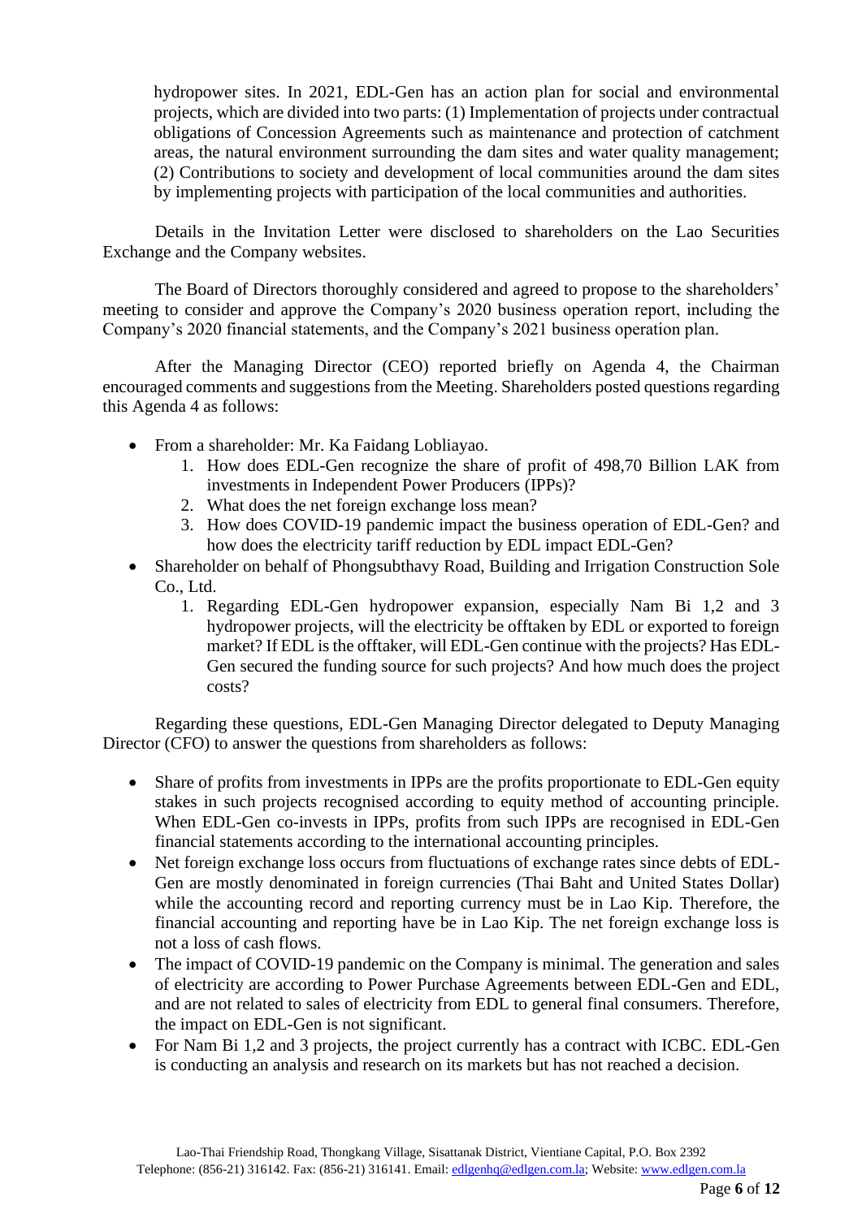hydropower sites. In 2021, EDL-Gen has an action plan for social and environmental projects, which are divided into two parts: (1) Implementation of projects under contractual obligations of Concession Agreements such as maintenance and protection of catchment areas, the natural environment surrounding the dam sites and water quality management; (2) Contributions to society and development of local communities around the dam sites by implementing projects with participation of the local communities and authorities.

Details in the Invitation Letter were disclosed to shareholders on the Lao Securities Exchange and the Company websites.

The Board of Directors thoroughly considered and agreed to propose to the shareholders' meeting to consider and approve the Company's 2020 business operation report, including the Company's 2020 financial statements, and the Company's 2021 business operation plan.

After the Managing Director (CEO) reported briefly on Agenda 4, the Chairman encouraged comments and suggestions from the Meeting. Shareholders posted questions regarding this Agenda 4 as follows:

- From a shareholder: Mr. Ka Faidang Lobliayao.
    1. How does EDL-Gen recognize the share of profit of 498,70 Billion LAK from investments in Independent Power Producers (IPPs)?
    2. What does the net foreign exchange loss mean?
    3. How does COVID-19 pandemic impact the business operation of EDL-Gen? and how does the electricity tariff reduction by EDL impact EDL-Gen?
- Shareholder on behalf of Phongsubthavy Road, Building and Irrigation Construction Sole Co., Ltd.
    1. Regarding EDL-Gen hydropower expansion, especially Nam Bi 1,2 and 3 hydropower projects, will the electricity be offtaken by EDL or exported to foreign market? If EDL is the offtaker, will EDL-Gen continue with the projects? Has EDL-Gen secured the funding source for such projects? And how much does the project costs?

Regarding these questions, EDL-Gen Managing Director delegated to Deputy Managing Director (CFO) to answer the questions from shareholders as follows:

- Share of profits from investments in IPPs are the profits proportionate to EDL-Gen equity stakes in such projects recognised according to equity method of accounting principle. When EDL-Gen co-invests in IPPs, profits from such IPPs are recognised in EDL-Gen financial statements according to the international accounting principles.
- Net foreign exchange loss occurs from fluctuations of exchange rates since debts of EDL-Gen are mostly denominated in foreign currencies (Thai Baht and United States Dollar) while the accounting record and reporting currency must be in Lao Kip. Therefore, the financial accounting and reporting have be in Lao Kip. The net foreign exchange loss is not a loss of cash flows.
- The impact of COVID-19 pandemic on the Company is minimal. The generation and sales of electricity are according to Power Purchase Agreements between EDL-Gen and EDL, and are not related to sales of electricity from EDL to general final consumers. Therefore, the impact on EDL-Gen is not significant.
- For Nam Bi 1,2 and 3 projects, the project currently has a contract with ICBC. EDL-Gen is conducting an analysis and research on its markets but has not reached a decision.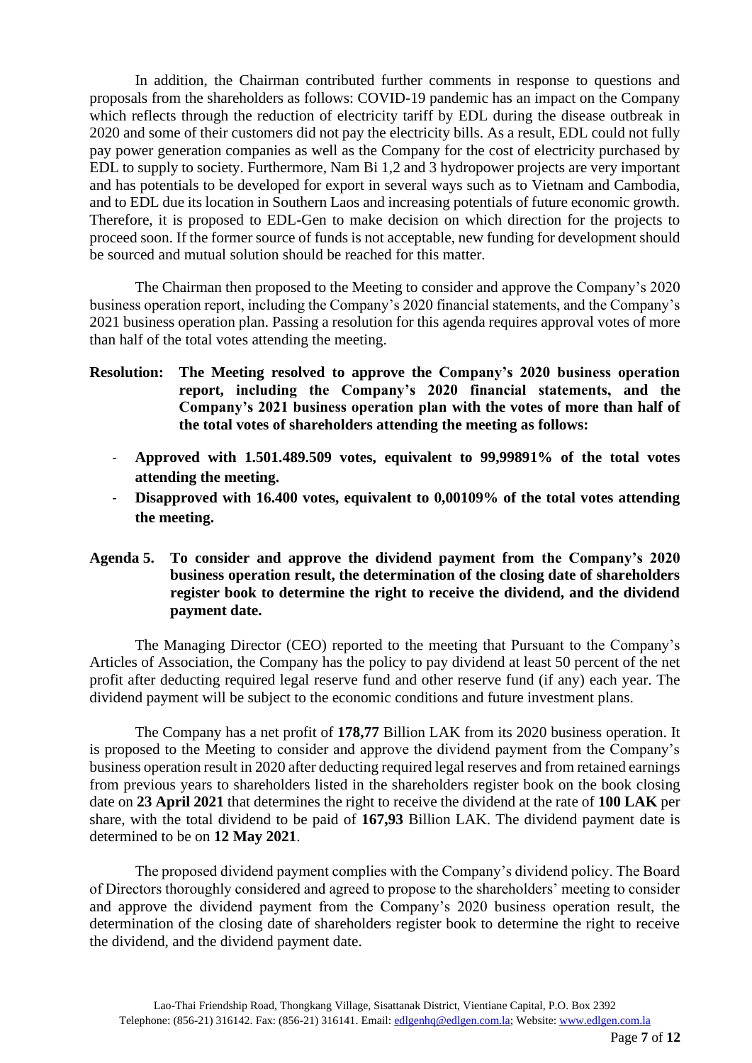In addition, the Chairman contributed further comments in response to questions and proposals from the shareholders as follows: COVID-19 pandemic has an impact on the Company which reflects through the reduction of electricity tariff by EDL during the disease outbreak in 2020 and some of their customers did not pay the electricity bills. As a result, EDL could not fully pay power generation companies as well as the Company for the cost of electricity purchased by EDL to supply to society. Furthermore, Nam Bi 1,2 and 3 hydropower projects are very important and has potentials to be developed for export in several ways such as to Vietnam and Cambodia, and to EDL due its location in Southern Laos and increasing potentials of future economic growth. Therefore, it is proposed to EDL-Gen to make decision on which direction for the projects to proceed soon. If the former source of funds is not acceptable, new funding for development should be sourced and mutual solution should be reached for this matter.

The Chairman then proposed to the Meeting to consider and approve the Company's 2020 business operation report, including the Company's 2020 financial statements, and the Company's 2021 business operation plan. Passing a resolution for this agenda requires approval votes of more than half of the total votes attending the meeting.

**Resolution: The Meeting resolved to approve the Company's 2020 business operation report, including the Company's 2020 financial statements, and the Company's 2021 business operation plan with the votes of more than half of the total votes of shareholders attending the meeting as follows:**

- **Approved with 1.501.489.509 votes, equivalent to 99,99891% of the total votes attending the meeting.**
- **Disapproved with 16.400 votes, equivalent to 0,00109% of the total votes attending the meeting.**

**Agenda 5. To consider and approve the dividend payment from the Company's 2020 business operation result, the determination of the closing date of shareholders register book to determine the right to receive the dividend, and the dividend payment date.**

The Managing Director (CEO) reported to the meeting that Pursuant to the Company's Articles of Association, the Company has the policy to pay dividend at least 50 percent of the net profit after deducting required legal reserve fund and other reserve fund (if any) each year. The dividend payment will be subject to the economic conditions and future investment plans.

The Company has a net profit of **178,77** Billion LAK from its 2020 business operation. It is proposed to the Meeting to consider and approve the dividend payment from the Company's business operation result in 2020 after deducting required legal reserves and from retained earnings from previous years to shareholders listed in the shareholders register book on the book closing date on **23 April 2021** that determines the right to receive the dividend at the rate of **100 LAK** per share, with the total dividend to be paid of **167,93** Billion LAK. The dividend payment date is determined to be on **12 May 2021**.

The proposed dividend payment complies with the Company's dividend policy. The Board of Directors thoroughly considered and agreed to propose to the shareholders' meeting to consider and approve the dividend payment from the Company's 2020 business operation result, the determination of the closing date of shareholders register book to determine the right to receive the dividend, and the dividend payment date.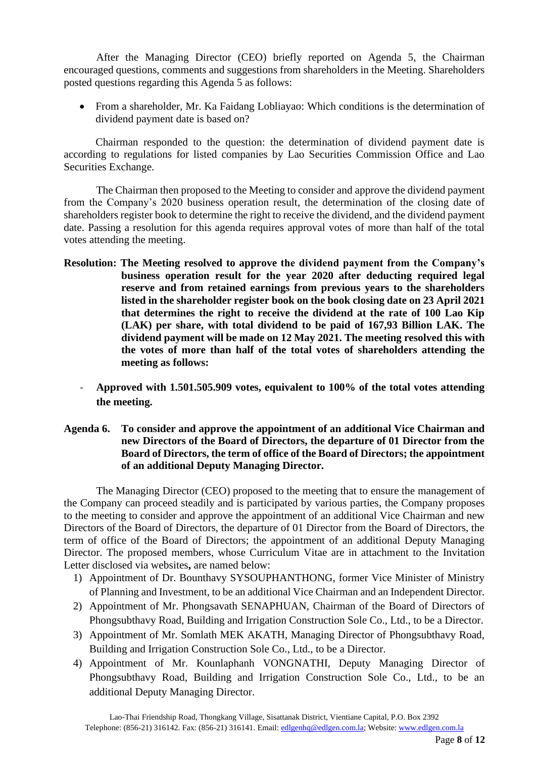After the Managing Director (CEO) briefly reported on Agenda 5, the Chairman encouraged questions, comments and suggestions from shareholders in the Meeting. Shareholders posted questions regarding this Agenda 5 as follows:

- From a shareholder, Mr. Ka Faidang Lobliayao: Which conditions is the determination of dividend payment date is based on?

Chairman responded to the question: the determination of dividend payment date is according to regulations for listed companies by Lao Securities Commission Office and Lao Securities Exchange.

The Chairman then proposed to the Meeting to consider and approve the dividend payment from the Company's 2020 business operation result, the determination of the closing date of shareholders register book to determine the right to receive the dividend, and the dividend payment date. Passing a resolution for this agenda requires approval votes of more than half of the total votes attending the meeting.

**Resolution: The Meeting resolved to approve the dividend payment from the Company's business operation result for the year 2020 after deducting required legal reserve and from retained earnings from previous years to the shareholders listed in the shareholder register book on the book closing date on 23 April 2021 that determines the right to receive the dividend at the rate of 100 Lao Kip (LAK) per share, with total dividend to be paid of 167,93 Billion LAK. The dividend payment will be made on 12 May 2021. The meeting resolved this with the votes of more than half of the total votes of shareholders attending the meeting as follows:**

- **Approved with 1.501.505.909 votes, equivalent to 100% of the total votes attending the meeting.**

**Agenda 6. To consider and approve the appointment of an additional Vice Chairman and new Directors of the Board of Directors, the departure of 01 Director from the Board of Directors, the term of office of the Board of Directors; the appointment of an additional Deputy Managing Director.**

The Managing Director (CEO) proposed to the meeting that to ensure the management of the Company can proceed steadily and is participated by various parties, the Company proposes to the meeting to consider and approve the appointment of an additional Vice Chairman and new Directors of the Board of Directors, the departure of 01 Director from the Board of Directors, the term of office of the Board of Directors; the appointment of an additional Deputy Managing Director. The proposed members, whose Curriculum Vitae are in attachment to the Invitation Letter disclosed via websites**,** are named below:

1) Appointment of Dr. Bounthavy SYSOUPHANTHONG, former Vice Minister of Ministry of Planning and Investment, to be an additional Vice Chairman and an Independent Director.
2) Appointment of Mr. Phongsavath SENAPHUAN, Chairman of the Board of Directors of Phongsubthavy Road, Building and Irrigation Construction Sole Co., Ltd., to be a Director.
3) Appointment of Mr. Somlath MEK AKATH, Managing Director of Phongsubthavy Road, Building and Irrigation Construction Sole Co., Ltd., to be a Director.
4) Appointment of Mr. Kounlaphanh VONGNATHI, Deputy Managing Director of Phongsubthavy Road, Building and Irrigation Construction Sole Co., Ltd., to be an additional Deputy Managing Director.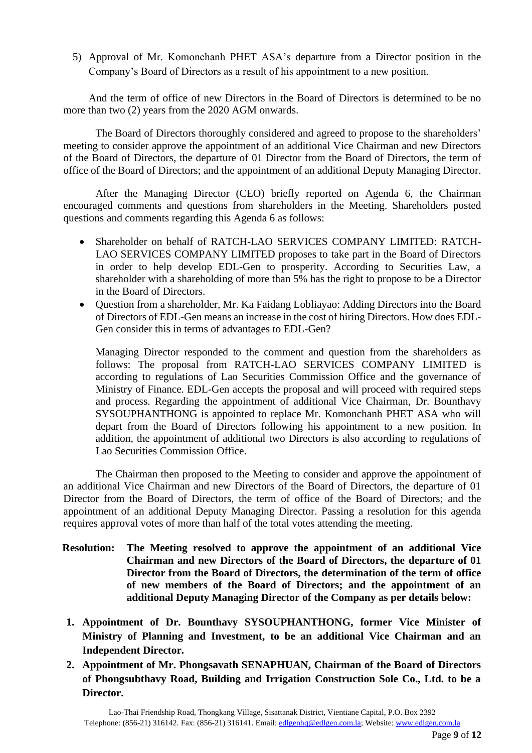5) Approval of Mr. Komonchanh PHET ASA's departure from a Director position in the Company's Board of Directors as a result of his appointment to a new position.

And the term of office of new Directors in the Board of Directors is determined to be no more than two (2) years from the 2020 AGM onwards.

The Board of Directors thoroughly considered and agreed to propose to the shareholders' meeting to consider approve the appointment of an additional Vice Chairman and new Directors of the Board of Directors, the departure of 01 Director from the Board of Directors, the term of office of the Board of Directors; and the appointment of an additional Deputy Managing Director.

After the Managing Director (CEO) briefly reported on Agenda 6, the Chairman encouraged comments and questions from shareholders in the Meeting. Shareholders posted questions and comments regarding this Agenda 6 as follows:

- Shareholder on behalf of RATCH-LAO SERVICES COMPANY LIMITED: RATCH-LAO SERVICES COMPANY LIMITED proposes to take part in the Board of Directors in order to help develop EDL-Gen to prosperity. According to Securities Law, a shareholder with a shareholding of more than 5% has the right to propose to be a Director in the Board of Directors.
- Question from a shareholder, Mr. Ka Faidang Lobliayao: Adding Directors into the Board of Directors of EDL-Gen means an increase in the cost of hiring Directors. How does EDL-Gen consider this in terms of advantages to EDL-Gen?

  Managing Director responded to the comment and question from the shareholders as follows: The proposal from RATCH-LAO SERVICES COMPANY LIMITED is according to regulations of Lao Securities Commission Office and the governance of Ministry of Finance. EDL-Gen accepts the proposal and will proceed with required steps and process. Regarding the appointment of additional Vice Chairman, Dr. Bounthavy SYSOUPHANTHONG is appointed to replace Mr. Komonchanh PHET ASA who will depart from the Board of Directors following his appointment to a new position. In addition, the appointment of additional two Directors is also according to regulations of Lao Securities Commission Office.

The Chairman then proposed to the Meeting to consider and approve the appointment of an additional Vice Chairman and new Directors of the Board of Directors, the departure of 01 Director from the Board of Directors, the term of office of the Board of Directors; and the appointment of an additional Deputy Managing Director. Passing a resolution for this agenda requires approval votes of more than half of the total votes attending the meeting.

**Resolution: The Meeting resolved to approve the appointment of an additional Vice Chairman and new Directors of the Board of Directors, the departure of 01 Director from the Board of Directors, the determination of the term of office of new members of the Board of Directors; and the appointment of an additional Deputy Managing Director of the Company as per details below:**

1. **Appointment of Dr. Bounthavy SYSOUPHANTHONG, former Vice Minister of Ministry of Planning and Investment, to be an additional Vice Chairman and an Independent Director.**
2. **Appointment of Mr. Phongsavath SENAPHUAN, Chairman of the Board of Directors of Phongsubthavy Road, Building and Irrigation Construction Sole Co., Ltd. to be a Director.**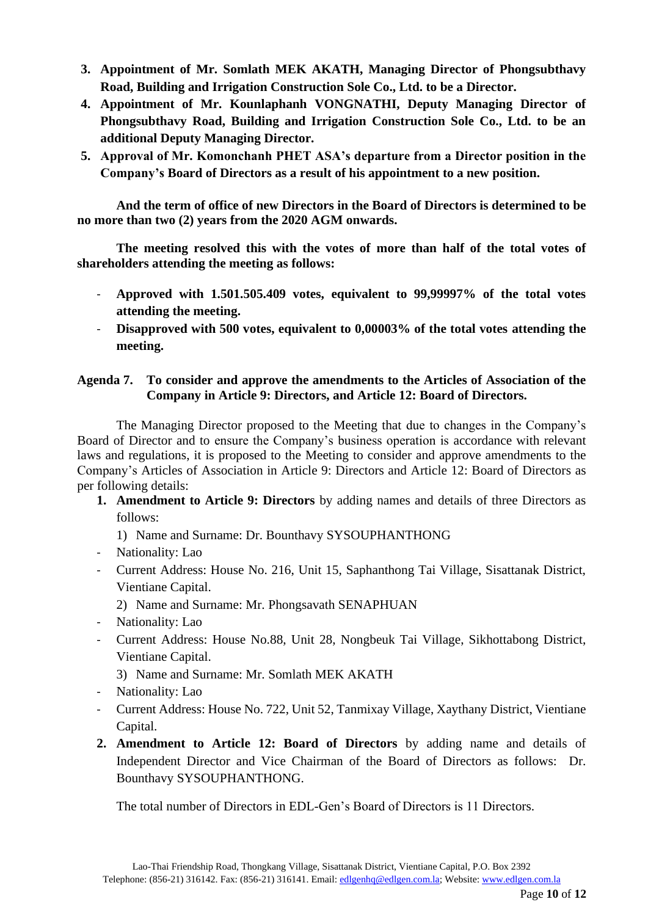3. **Appointment of Mr. Somlath MEK AKATH, Managing Director of Phongsubthavy Road, Building and Irrigation Construction Sole Co., Ltd. to be a Director.**
4. **Appointment of Mr. Kounlaphanh VONGNATHI, Deputy Managing Director of Phongsubthavy Road, Building and Irrigation Construction Sole Co., Ltd. to be an additional Deputy Managing Director.**
5. **Approval of Mr. Komonchanh PHET ASA's departure from a Director position in the Company's Board of Directors as a result of his appointment to a new position.**

**And the term of office of new Directors in the Board of Directors is determined to be no more than two (2) years from the 2020 AGM onwards.**

**The meeting resolved this with the votes of more than half of the total votes of shareholders attending the meeting as follows:**

- **Approved with 1.501.505.409 votes, equivalent to 99,99997% of the total votes attending the meeting.**
- **Disapproved with 500 votes, equivalent to 0,00003% of the total votes attending the meeting.**

**Agenda 7. To consider and approve the amendments to the Articles of Association of the Company in Article 9: Directors, and Article 12: Board of Directors.**

The Managing Director proposed to the Meeting that due to changes in the Company's Board of Director and to ensure the Company's business operation is accordance with relevant laws and regulations, it is proposed to the Meeting to consider and approve amendments to the Company's Articles of Association in Article 9: Directors and Article 12: Board of Directors as per following details:

1. **Amendment to Article 9: Directors** by adding names and details of three Directors as follows:
   1) Name and Surname: Dr. Bounthavy SYSOUPHANTHONG
   - Nationality: Lao
   - Current Address: House No. 216, Unit 15, Saphanthong Tai Village, Sisattanak District, Vientiane Capital.

   2) Name and Surname: Mr. Phongsavath SENAPHUAN
   - Nationality: Lao
   - Current Address: House No.88, Unit 28, Nongbeuk Tai Village, Sikhottabong District, Vientiane Capital.

   3) Name and Surname: Mr. Somlath MEK AKATH
   - Nationality: Lao
   - Current Address: House No. 722, Unit 52, Tanmixay Village, Xaythany District, Vientiane Capital.
2. **Amendment to Article 12: Board of Directors** by adding name and details of Independent Director and Vice Chairman of the Board of Directors as follows: Dr. Bounthavy SYSOUPHANTHONG.

   The total number of Directors in EDL-Gen's Board of Directors is 11 Directors.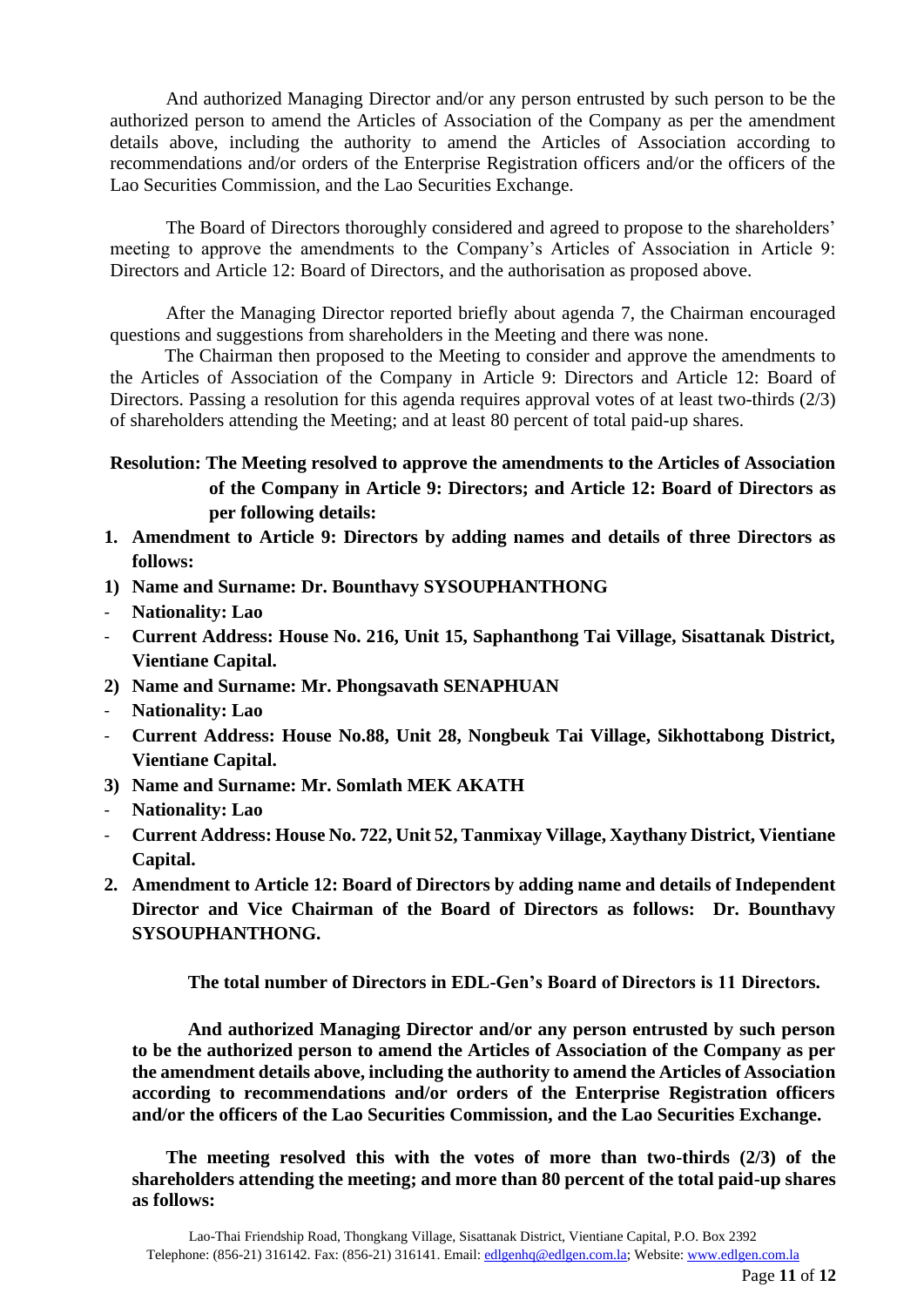And authorized Managing Director and/or any person entrusted by such person to be the authorized person to amend the Articles of Association of the Company as per the amendment details above, including the authority to amend the Articles of Association according to recommendations and/or orders of the Enterprise Registration officers and/or the officers of the Lao Securities Commission, and the Lao Securities Exchange.

The Board of Directors thoroughly considered and agreed to propose to the shareholders' meeting to approve the amendments to the Company's Articles of Association in Article 9: Directors and Article 12: Board of Directors, and the authorisation as proposed above.

After the Managing Director reported briefly about agenda 7, the Chairman encouraged questions and suggestions from shareholders in the Meeting and there was none.

The Chairman then proposed to the Meeting to consider and approve the amendments to the Articles of Association of the Company in Article 9: Directors and Article 12: Board of Directors. Passing a resolution for this agenda requires approval votes of at least two-thirds (2/3) of shareholders attending the Meeting; and at least 80 percent of total paid-up shares.

**Resolution: The Meeting resolved to approve the amendments to the Articles of Association of the Company in Article 9: Directors; and Article 12: Board of Directors as per following details:**

1. **Amendment to Article 9: Directors by adding names and details of three Directors as follows:**

**1) Name and Surname: Dr. Bounthavy SYSOUPHANTHONG**
- **Nationality: Lao**
- **Current Address: House No. 216, Unit 15, Saphanthong Tai Village, Sisattanak District, Vientiane Capital.**

**2) Name and Surname: Mr. Phongsavath SENAPHUAN**
- **Nationality: Lao**
- **Current Address: House No.88, Unit 28, Nongbeuk Tai Village, Sikhottabong District, Vientiane Capital.**

**3) Name and Surname: Mr. Somlath MEK AKATH**
- **Nationality: Lao**
- **Current Address: House No. 722, Unit 52, Tanmixay Village, Xaythany District, Vientiane Capital.**

2. **Amendment to Article 12: Board of Directors by adding name and details of Independent Director and Vice Chairman of the Board of Directors as follows: Dr. Bounthavy SYSOUPHANTHONG.**

**The total number of Directors in EDL-Gen's Board of Directors is 11 Directors.**

**And authorized Managing Director and/or any person entrusted by such person to be the authorized person to amend the Articles of Association of the Company as per the amendment details above, including the authority to amend the Articles of Association according to recommendations and/or orders of the Enterprise Registration officers and/or the officers of the Lao Securities Commission, and the Lao Securities Exchange.**

**The meeting resolved this with the votes of more than two-thirds (2/3) of the shareholders attending the meeting; and more than 80 percent of the total paid-up shares as follows:**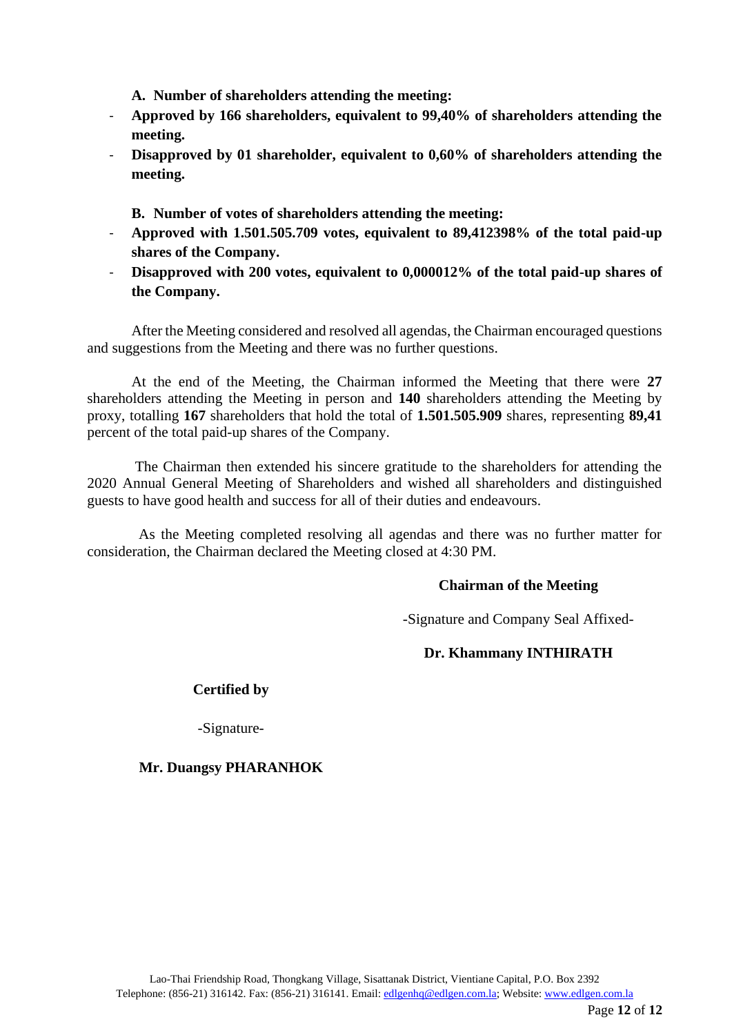**A. Number of shareholders attending the meeting:**

- **Approved by 166 shareholders, equivalent to 99,40% of shareholders attending the meeting.**
- **Disapproved by 01 shareholder, equivalent to 0,60% of shareholders attending the meeting.**

**B. Number of votes of shareholders attending the meeting:**

- **Approved with 1.501.505.709 votes, equivalent to 89,412398% of the total paid-up shares of the Company.**
- **Disapproved with 200 votes, equivalent to 0,000012% of the total paid-up shares of the Company.**

After the Meeting considered and resolved all agendas, the Chairman encouraged questions and suggestions from the Meeting and there was no further questions.

At the end of the Meeting, the Chairman informed the Meeting that there were **27** shareholders attending the Meeting in person and **140** shareholders attending the Meeting by proxy, totalling **167** shareholders that hold the total of **1.501.505.909** shares, representing **89,41** percent of the total paid-up shares of the Company.

The Chairman then extended his sincere gratitude to the shareholders for attending the 2020 Annual General Meeting of Shareholders and wished all shareholders and distinguished guests to have good health and success for all of their duties and endeavours.

As the Meeting completed resolving all agendas and there was no further matter for consideration, the Chairman declared the Meeting closed at 4:30 PM.

**Chairman of the Meeting**

-Signature and Company Seal Affixed-

**Dr. Khammany INTHIRATH**

**Certified by**

-Signature-

**Mr. Duangsy PHARANHOK**

Lao-Thai Friendship Road, Thongkang Village, Sisattanak District, Vientiane Capital, P.O. Box 2392
Telephone: (856-21) 316142. Fax: (856-21) 316141. Email: edlgenhq@edlgen.com.la; Website: www.edlgen.com.la